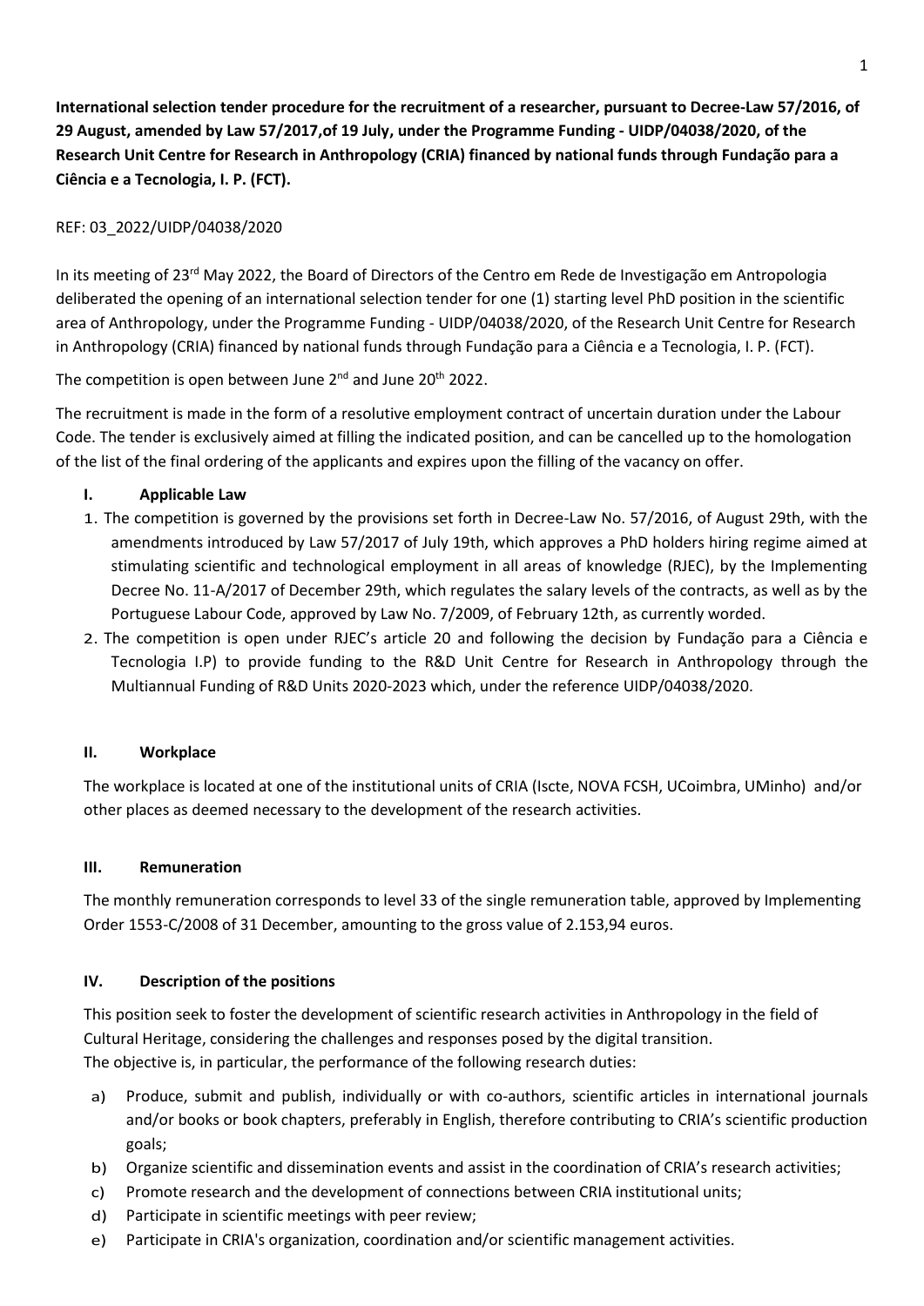**International selection tender procedure for the recruitment of a researcher, pursuant to Decree-Law 57/2016, of 29 August, amended by Law 57/2017,of 19 July, under the Programme Funding - UIDP/04038/2020, of the Research Unit Centre for Research in Anthropology (CRIA) financed by national funds through Fundação para a Ciência e a Tecnologia, I. P. (FCT).**

REF: 03_2022/UIDP/04038/2020

In its meeting of 23rd May 2022, the Board of Directors of the Centro em Rede de Investigação em Antropologia deliberated the opening of an international selection tender for one (1) starting level PhD position in the scientific area of Anthropology, under the Programme Funding - UIDP/04038/2020, of the Research Unit Centre for Research in Anthropology (CRIA) financed by national funds through Fundação para a Ciência e a Tecnologia, I. P. (FCT).

The competition is open between June 2nd and June 20th 2022.

The recruitment is made in the form of a resolutive employment contract of uncertain duration under the Labour Code. The tender is exclusively aimed at filling the indicated position, and can be cancelled up to the homologation of the list of the final ordering of the applicants and expires upon the filling of the vacancy on offer.

## I. Applicable Law

1. The competition is governed by the provisions set forth in Decree-Law No. 57/2016, of August 29th, with the amendments introduced by Law 57/2017 of July 19th, which approves a PhD holders hiring regime aimed at stimulating scientific and technological employment in all areas of knowledge (RJEC), by the Implementing Decree No. 11-A/2017 of December 29th, which regulates the salary levels of the contracts, as well as by the Portuguese Labour Code, approved by Law No. 7/2009, of February 12th, as currently worded.
2. The competition is open under RJEC's article 20 and following the decision by Fundação para a Ciência e Tecnologia I.P) to provide funding to the R&D Unit Centre for Research in Anthropology through the Multiannual Funding of R&D Units 2020-2023 which, under the reference UIDP/04038/2020.

## II. Workplace

The workplace is located at one of the institutional units of CRIA (Iscte, NOVA FCSH, UCoimbra, UMinho) and/or other places as deemed necessary to the development of the research activities.

## III. Remuneration

The monthly remuneration corresponds to level 33 of the single remuneration table, approved by Implementing Order 1553-C/2008 of 31 December, amounting to the gross value of 2.153,94 euros.

## IV. Description of the positions

This position seek to foster the development of scientific research activities in Anthropology in the field of Cultural Heritage, considering the challenges and responses posed by the digital transition.
The objective is, in particular, the performance of the following research duties:

a) Produce, submit and publish, individually or with co-authors, scientific articles in international journals and/or books or book chapters, preferably in English, therefore contributing to CRIA's scientific production goals;
b) Organize scientific and dissemination events and assist in the coordination of CRIA's research activities;
c) Promote research and the development of connections between CRIA institutional units;
d) Participate in scientific meetings with peer review;
e) Participate in CRIA's organization, coordination and/or scientific management activities.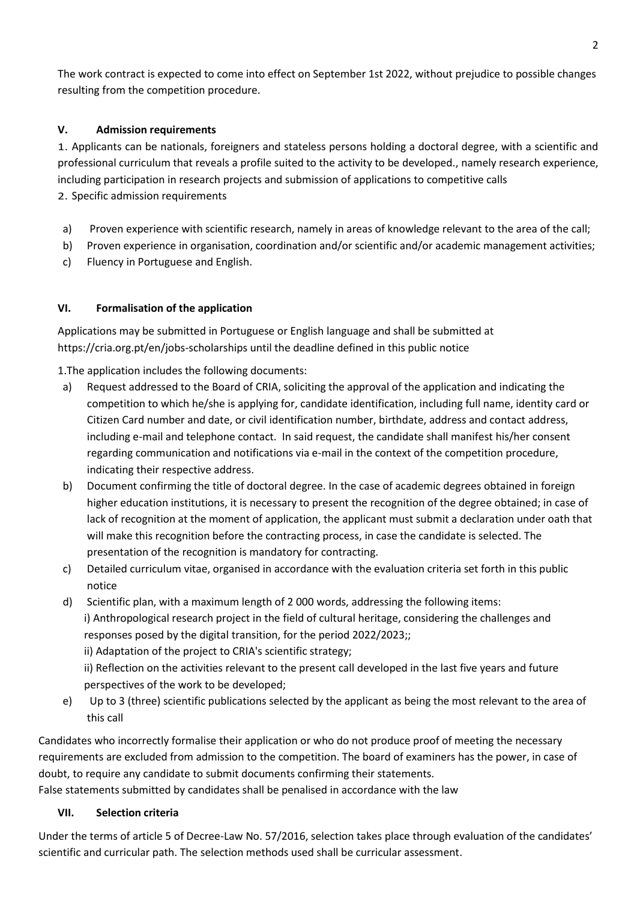The work contract is expected to come into effect on September 1st 2022, without prejudice to possible changes resulting from the competition procedure.

## V. Admission requirements

1. Applicants can be nationals, foreigners and stateless persons holding a doctoral degree, with a scientific and professional curriculum that reveals a profile suited to the activity to be developed., namely research experience, including participation in research projects and submission of applications to competitive calls

2. Specific admission requirements

a) Proven experience with scientific research, namely in areas of knowledge relevant to the area of the call;

b) Proven experience in organisation, coordination and/or scientific and/or academic management activities;

c) Fluency in Portuguese and English.

## VI. Formalisation of the application

Applications may be submitted in Portuguese or English language and shall be submitted at https://cria.org.pt/en/jobs-scholarships until the deadline defined in this public notice

1.The application includes the following documents:

a) Request addressed to the Board of CRIA, soliciting the approval of the application and indicating the competition to which he/she is applying for, candidate identification, including full name, identity card or Citizen Card number and date, or civil identification number, birthdate, address and contact address, including e-mail and telephone contact. In said request, the candidate shall manifest his/her consent regarding communication and notifications via e-mail in the context of the competition procedure, indicating their respective address.

b) Document confirming the title of doctoral degree. In the case of academic degrees obtained in foreign higher education institutions, it is necessary to present the recognition of the degree obtained; in case of lack of recognition at the moment of application, the applicant must submit a declaration under oath that will make this recognition before the contracting process, in case the candidate is selected. The presentation of the recognition is mandatory for contracting.

c) Detailed curriculum vitae, organised in accordance with the evaluation criteria set forth in this public notice

d) Scientific plan, with a maximum length of 2 000 words, addressing the following items:

i) Anthropological research project in the field of cultural heritage, considering the challenges and responses posed by the digital transition, for the period 2022/2023;;

ii) Adaptation of the project to CRIA's scientific strategy;

ii) Reflection on the activities relevant to the present call developed in the last five years and future perspectives of the work to be developed;

e) Up to 3 (three) scientific publications selected by the applicant as being the most relevant to the area of this call

Candidates who incorrectly formalise their application or who do not produce proof of meeting the necessary requirements are excluded from admission to the competition. The board of examiners has the power, in case of doubt, to require any candidate to submit documents confirming their statements.
False statements submitted by candidates shall be penalised in accordance with the law

## VII. Selection criteria

Under the terms of article 5 of Decree-Law No. 57/2016, selection takes place through evaluation of the candidates' scientific and curricular path. The selection methods used shall be curricular assessment.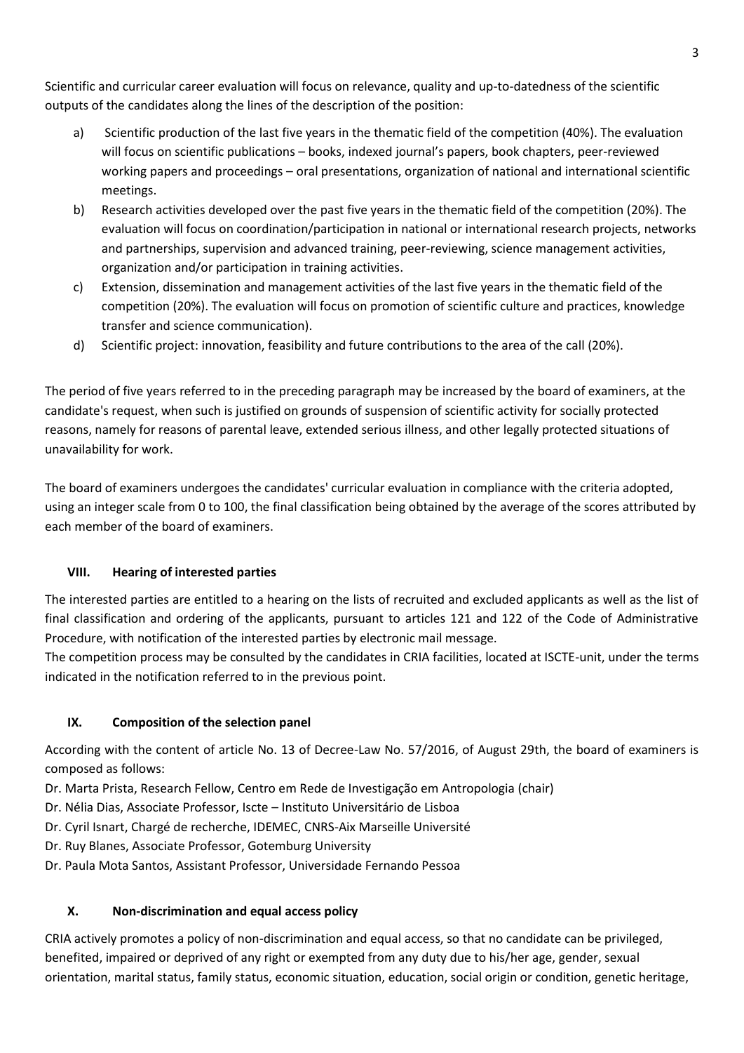Scientific and curricular career evaluation will focus on relevance, quality and up-to-datedness of the scientific outputs of the candidates along the lines of the description of the position:

a) Scientific production of the last five years in the thematic field of the competition (40%). The evaluation will focus on scientific publications – books, indexed journal's papers, book chapters, peer-reviewed working papers and proceedings – oral presentations, organization of national and international scientific meetings.
b) Research activities developed over the past five years in the thematic field of the competition (20%). The evaluation will focus on coordination/participation in national or international research projects, networks and partnerships, supervision and advanced training, peer-reviewing, science management activities, organization and/or participation in training activities.
c) Extension, dissemination and management activities of the last five years in the thematic field of the competition (20%). The evaluation will focus on promotion of scientific culture and practices, knowledge transfer and science communication).
d) Scientific project: innovation, feasibility and future contributions to the area of the call (20%).

The period of five years referred to in the preceding paragraph may be increased by the board of examiners, at the candidate's request, when such is justified on grounds of suspension of scientific activity for socially protected reasons, namely for reasons of parental leave, extended serious illness, and other legally protected situations of unavailability for work.

The board of examiners undergoes the candidates' curricular evaluation in compliance with the criteria adopted, using an integer scale from 0 to 100, the final classification being obtained by the average of the scores attributed by each member of the board of examiners.

## VIII. Hearing of interested parties

The interested parties are entitled to a hearing on the lists of recruited and excluded applicants as well as the list of final classification and ordering of the applicants, pursuant to articles 121 and 122 of the Code of Administrative Procedure, with notification of the interested parties by electronic mail message.
The competition process may be consulted by the candidates in CRIA facilities, located at ISCTE-unit, under the terms indicated in the notification referred to in the previous point.

## IX. Composition of the selection panel

According with the content of article No. 13 of Decree-Law No. 57/2016, of August 29th, the board of examiners is composed as follows:

Dr. Marta Prista, Research Fellow, Centro em Rede de Investigação em Antropologia (chair)
Dr. Nélia Dias, Associate Professor, Iscte – Instituto Universitário de Lisboa
Dr. Cyril Isnart, Chargé de recherche, IDEMEC, CNRS-Aix Marseille Université
Dr. Ruy Blanes, Associate Professor, Gotemburg University
Dr. Paula Mota Santos, Assistant Professor, Universidade Fernando Pessoa

## X. Non-discrimination and equal access policy

CRIA actively promotes a policy of non-discrimination and equal access, so that no candidate can be privileged, benefited, impaired or deprived of any right or exempted from any duty due to his/her age, gender, sexual orientation, marital status, family status, economic situation, education, social origin or condition, genetic heritage,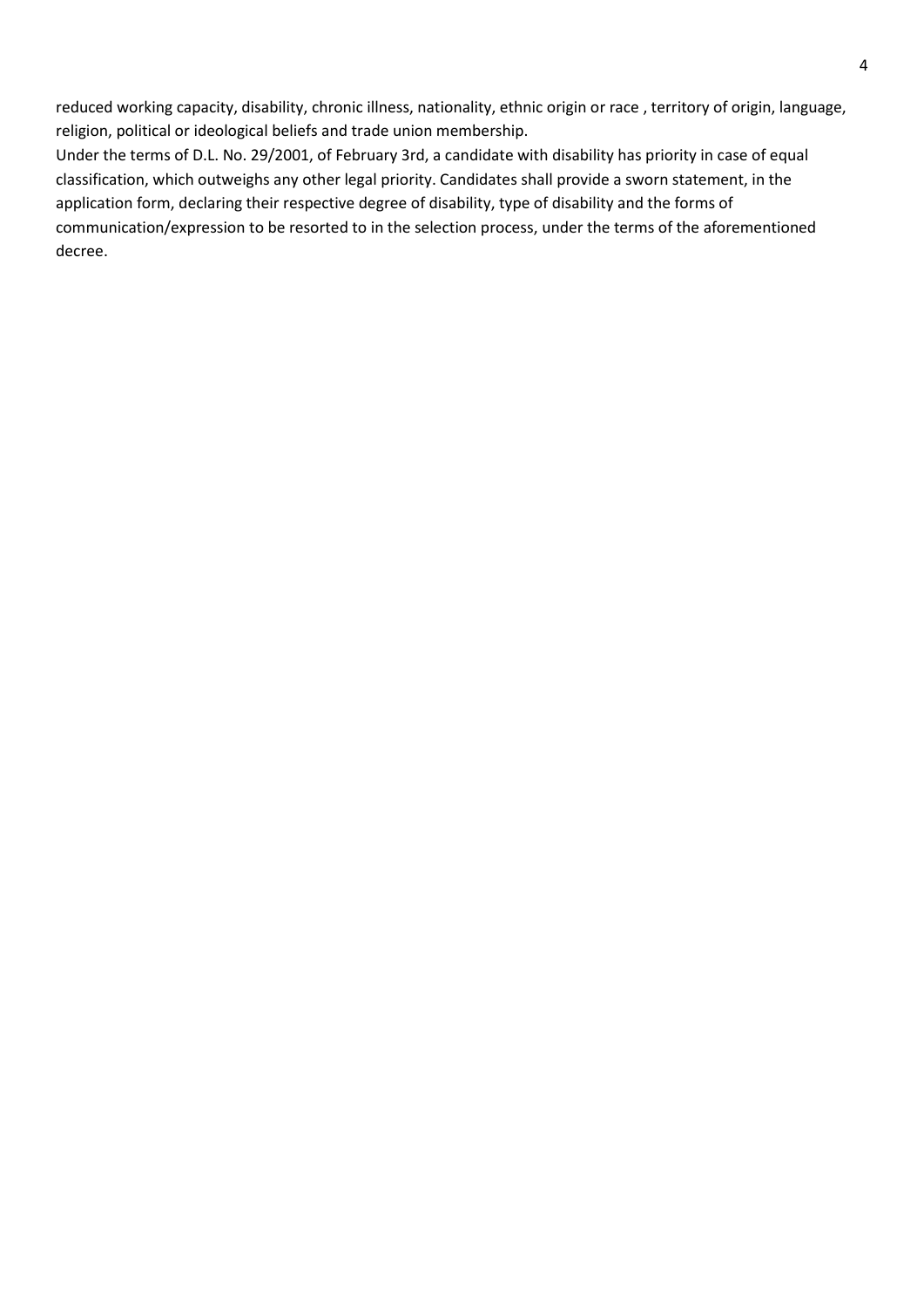reduced working capacity, disability, chronic illness, nationality, ethnic origin or race , territory of origin, language, religion, political or ideological beliefs and trade union membership.

Under the terms of D.L. No. 29/2001, of February 3rd, a candidate with disability has priority in case of equal classification, which outweighs any other legal priority. Candidates shall provide a sworn statement, in the application form, declaring their respective degree of disability, type of disability and the forms of communication/expression to be resorted to in the selection process, under the terms of the aforementioned decree.